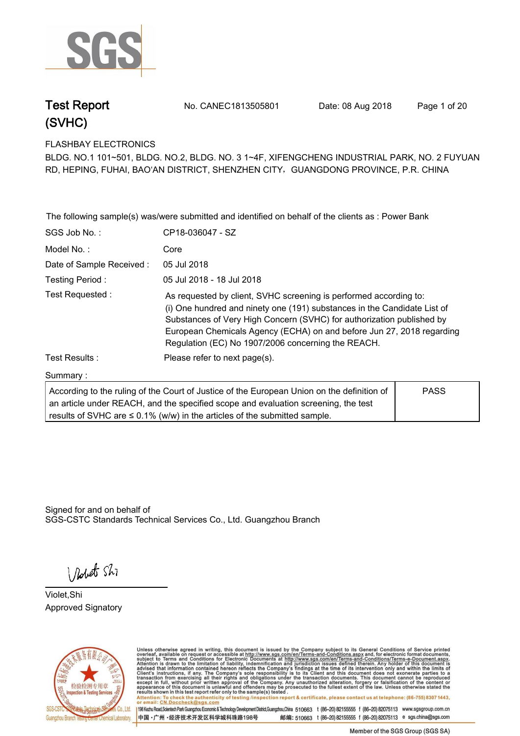# Test Report (SVHC)

No. CANEC1813505801 Date: 08 Aug 2018

FLASHBAY ELECTRONICS
BLDG. NO.1 101~501, BLDG. NO.2, BLDG. NO. 3 1~4F, XIFENGCHENG INDUSTRIAL PARK, NO. 2 FUYUAN RD, HEPING, FUHAI, BAO'AN DISTRICT, SHENZHEN CITY， GUANGDONG PROVINCE, P.R. CHINA

The following sample(s) was/were submitted and identified on behalf of the clients as : Power Bank

| | |
|---|---|
| SGS Job No. : | CP18-036047 - SZ |
| Model No. : | Core |
| Date of Sample Received : | 05 Jul 2018 |
| Testing Period : | 05 Jul 2018 - 18 Jul 2018 |
| Test Requested : | As requested by client, SVHC screening is performed according to: (i) One hundred and ninety one (191) substances in the Candidate List of Substances of Very High Concern (SVHC) for authorization published by European Chemicals Agency (ECHA) on and before Jun 27, 2018 regarding Regulation (EC) No 1907/2006 concerning the REACH. |
| Test Results : | Please refer to next page(s). |

Summary :

| | |
|---|---|
| According to the ruling of the Court of Justice of the European Union on the definition of an article under REACH, and the specified scope and evaluation screening, the test results of SVHC are ≤ 0.1% (w/w) in the articles of the submitted sample. | PASS |

Signed for and on behalf of
SGS-CSTC Standards Technical Services Co., Ltd. Guangzhou Branch

Violet,Shi
Approved Signatory

Unless otherwise agreed in writing, this document is issued by the Company subject to its General Conditions of Service printed overleaf, available on request or accessible at http://www.sgs.com/en/Terms-and-Conditions.aspx and, for electronic format documents, subject to Terms and Conditions for Electronic Documents at http://www.sgs.com/en/Terms-and-Conditions/Terms-e-Document.aspx. Attention is drawn to the limitation of liability, indemnification and jurisdiction issues defined therein. Any holder of this document is advised that information contained hereon reflects the Company's findings at the time of its intervention only and within the limits of Client's instructions, if any. The Company's sole responsibility is to its Client and this document does not exonerate parties to a transaction from exercising all their rights and obligations under the transaction documents. This document cannot be reproduced except in full, without prior written approval of the Company. Any unauthorized alteration, forgery or falsification of the content or appearance of this document is unlawful and offenders may be prosecuted to the fullest extent of the law. Unless otherwise stated the results shown in this test report refer only to the sample(s) tested.
Attention: To check the authenticity of testing /inspection report & certificate, please contact us at telephone: (86-755) 8307 1443, or email: CN.Doccheck@sgs.com

198 Kezhu Road,Scientech Park Guangzhou Economic & Technology Development District,Guangzhou,China 510663 t (86-20) 82155555 f (86-20) 82075113 www.sgsgroup.com.cn
中国・广州・经济技术开发区科学城科珠路198号 邮编: 510663 t (86-20) 82155555 f (86-20) 82075113 e sgs.china@sgs.com

Member of the SGS Group (SGS SA)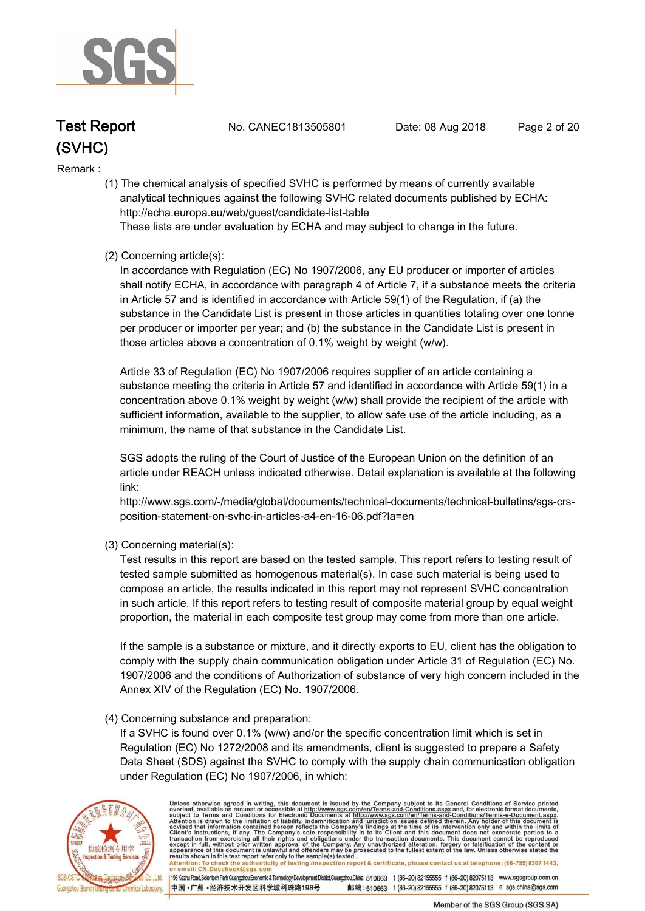Remark :

(1) The chemical analysis of specified SVHC is performed by means of currently available analytical techniques against the following SVHC related documents published by ECHA: http://echa.europa.eu/web/guest/candidate-list-table
These lists are under evaluation by ECHA and may subject to change in the future.

(2) Concerning article(s):
In accordance with Regulation (EC) No 1907/2006, any EU producer or importer of articles shall notify ECHA, in accordance with paragraph 4 of Article 7, if a substance meets the criteria in Article 57 and is identified in accordance with Article 59(1) of the Regulation, if (a) the substance in the Candidate List is present in those articles in quantities totaling over one tonne per producer or importer per year; and (b) the substance in the Candidate List is present in those articles above a concentration of 0.1% weight by weight (w/w).

Article 33 of Regulation (EC) No 1907/2006 requires supplier of an article containing a substance meeting the criteria in Article 57 and identified in accordance with Article 59(1) in a concentration above 0.1% weight by weight (w/w) shall provide the recipient of the article with sufficient information, available to the supplier, to allow safe use of the article including, as a minimum, the name of that substance in the Candidate List.

SGS adopts the ruling of the Court of Justice of the European Union on the definition of an article under REACH unless indicated otherwise. Detail explanation is available at the following link:
http://www.sgs.com/-/media/global/documents/technical-documents/technical-bulletins/sgs-crs-position-statement-on-svhc-in-articles-a4-en-16-06.pdf?la=en

(3) Concerning material(s):
Test results in this report are based on the tested sample. This report refers to testing result of tested sample submitted as homogenous material(s). In case such material is being used to compose an article, the results indicated in this report may not represent SVHC concentration in such article. If this report refers to testing result of composite material group by equal weight proportion, the material in each composite test group may come from more than one article.

If the sample is a substance or mixture, and it directly exports to EU, client has the obligation to comply with the supply chain communication obligation under Article 31 of Regulation (EC) No. 1907/2006 and the conditions of Authorization of substance of very high concern included in the Annex XIV of the Regulation (EC) No. 1907/2006.

(4) Concerning substance and preparation:
If a SVHC is found over 0.1% (w/w) and/or the specific concentration limit which is set in Regulation (EC) No 1272/2008 and its amendments, client is suggested to prepare a Safety Data Sheet (SDS) against the SVHC to comply with the supply chain communication obligation under Regulation (EC) No 1907/2006, in which: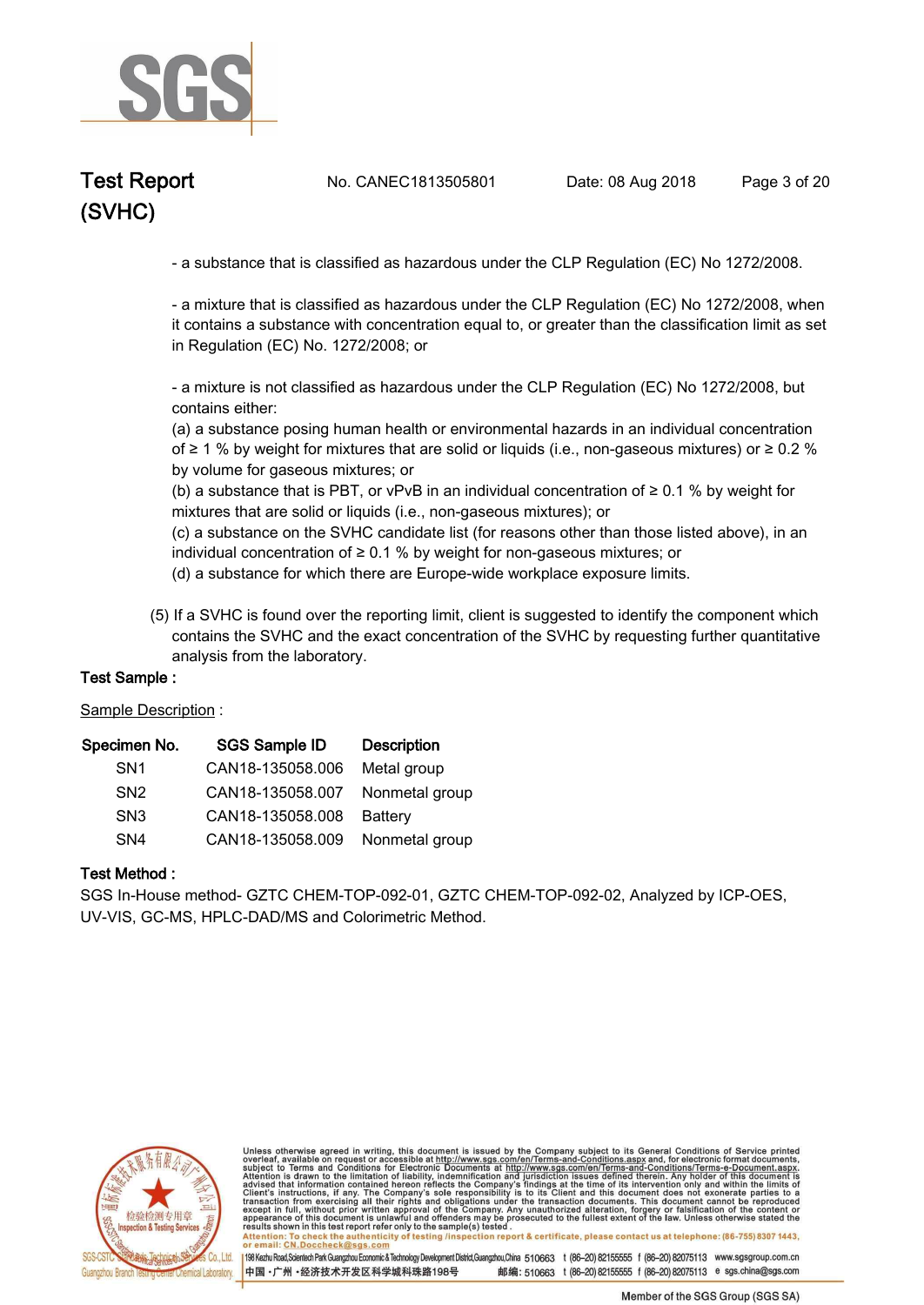- a substance that is classified as hazardous under the CLP Regulation (EC) No 1272/2008.

- a mixture that is classified as hazardous under the CLP Regulation (EC) No 1272/2008, when it contains a substance with concentration equal to, or greater than the classification limit as set in Regulation (EC) No. 1272/2008; or

- a mixture is not classified as hazardous under the CLP Regulation (EC) No 1272/2008, but contains either:
(a) a substance posing human health or environmental hazards in an individual concentration of ≥ 1 % by weight for mixtures that are solid or liquids (i.e., non-gaseous mixtures) or ≥ 0.2 % by volume for gaseous mixtures; or
(b) a substance that is PBT, or vPvB in an individual concentration of ≥ 0.1 % by weight for mixtures that are solid or liquids (i.e., non-gaseous mixtures); or
(c) a substance on the SVHC candidate list (for reasons other than those listed above), in an individual concentration of ≥ 0.1 % by weight for non-gaseous mixtures; or
(d) a substance for which there are Europe-wide workplace exposure limits.

(5) If a SVHC is found over the reporting limit, client is suggested to identify the component which contains the SVHC and the exact concentration of the SVHC by requesting further quantitative analysis from the laboratory.

**Test Sample :**

Sample Description :

| Specimen No. | SGS Sample ID | Description |
|---|---|---|
| SN1 | CAN18-135058.006 | Metal group |
| SN2 | CAN18-135058.007 | Nonmetal group |
| SN3 | CAN18-135058.008 | Battery |
| SN4 | CAN18-135058.009 | Nonmetal group |

**Test Method :**

SGS In-House method- GZTC CHEM-TOP-092-01, GZTC CHEM-TOP-092-02, Analyzed by ICP-OES, UV-VIS, GC-MS, HPLC-DAD/MS and Colorimetric Method.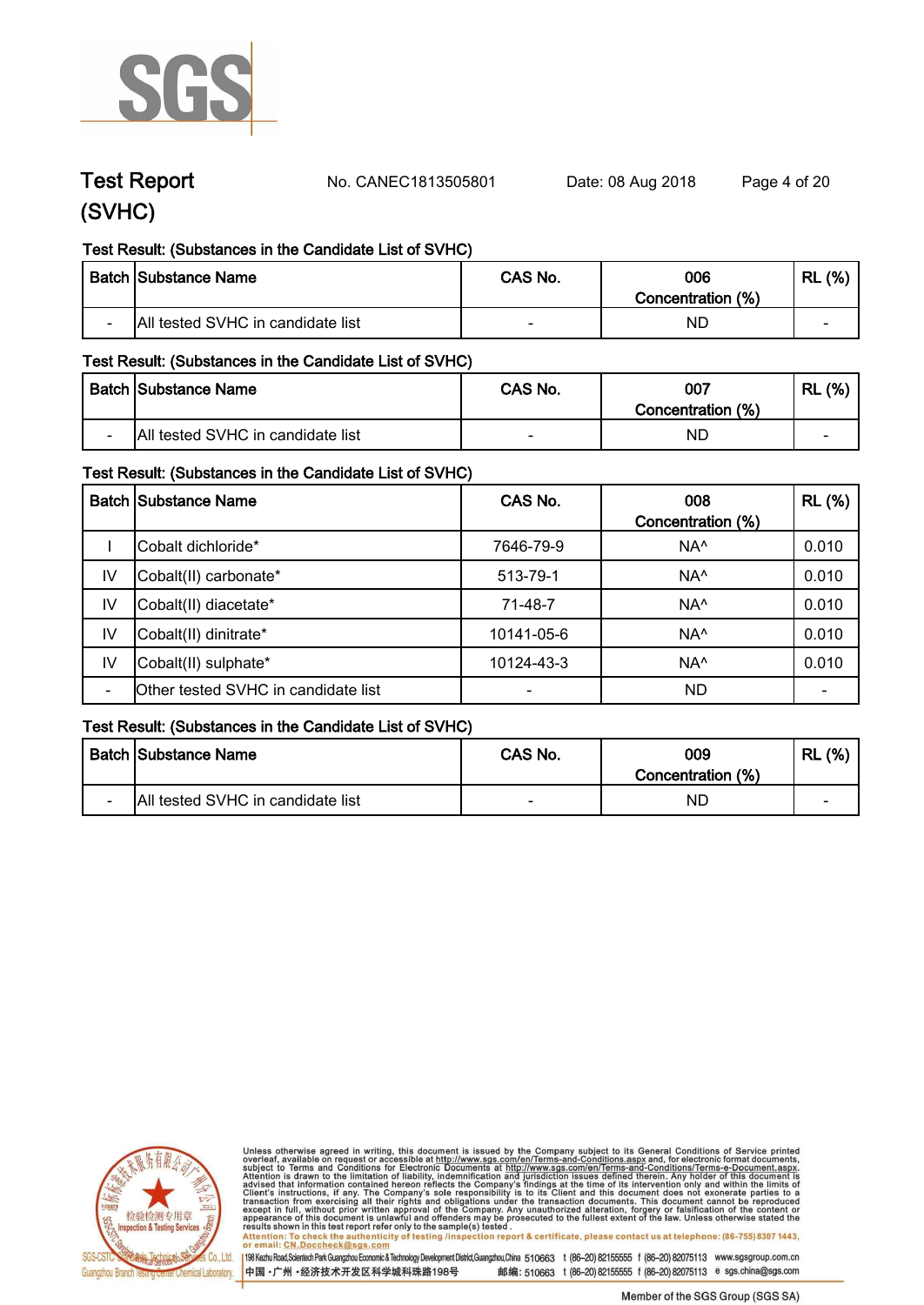# Test Report (SVHC)

No. CANEC1813505801 Date: 08 Aug 2018

Test Result: (Substances in the Candidate List of SVHC)

| Batch | Substance Name | CAS No. | 006 Concentration (%) | RL (%) |
|---|---|---|---|---|
| - | All tested SVHC in candidate list | - | ND | - |

Test Result: (Substances in the Candidate List of SVHC)

| Batch | Substance Name | CAS No. | 007 Concentration (%) | RL (%) |
|---|---|---|---|---|
| - | All tested SVHC in candidate list | - | ND | - |

Test Result: (Substances in the Candidate List of SVHC)

| Batch | Substance Name | CAS No. | 008 Concentration (%) | RL (%) |
|---|---|---|---|---|
| I | Cobalt dichloride* | 7646-79-9 | NA^ | 0.010 |
| IV | Cobalt(II) carbonate* | 513-79-1 | NA^ | 0.010 |
| IV | Cobalt(II) diacetate* | 71-48-7 | NA^ | 0.010 |
| IV | Cobalt(II) dinitrate* | 10141-05-6 | NA^ | 0.010 |
| IV | Cobalt(II) sulphate* | 10124-43-3 | NA^ | 0.010 |
| - | Other tested SVHC in candidate list | - | ND | - |

Test Result: (Substances in the Candidate List of SVHC)

| Batch | Substance Name | CAS No. | 009 Concentration (%) | RL (%) |
|---|---|---|---|---|
| - | All tested SVHC in candidate list | - | ND | - |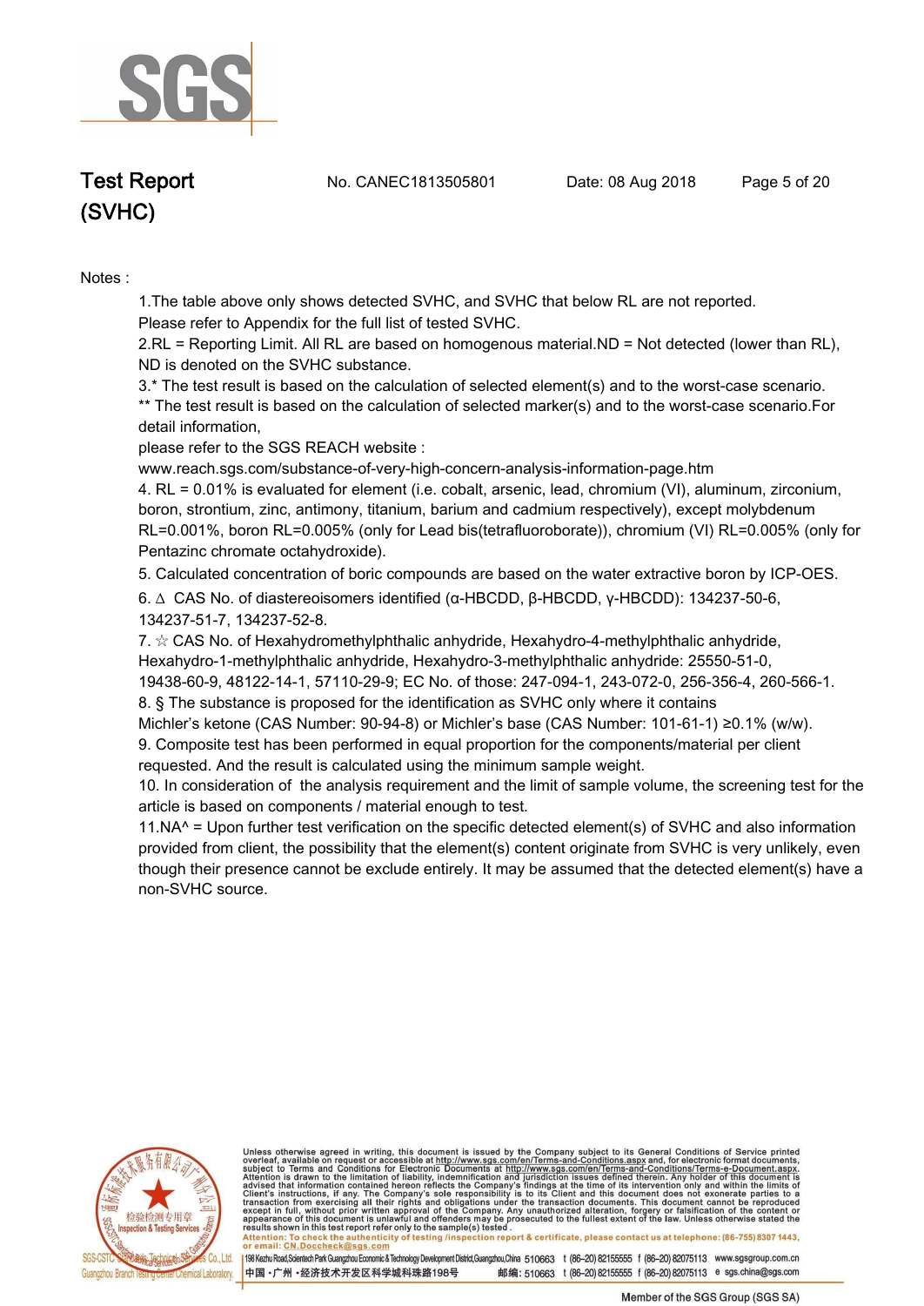Notes :

1.The table above only shows detected SVHC, and SVHC that below RL are not reported. Please refer to Appendix for the full list of tested SVHC.

2.RL = Reporting Limit. All RL are based on homogenous material.ND = Not detected (lower than RL), ND is denoted on the SVHC substance.

3.* The test result is based on the calculation of selected element(s) and to the worst-case scenario.
** The test result is based on the calculation of selected marker(s) and to the worst-case scenario.For detail information,
please refer to the SGS REACH website :
www.reach.sgs.com/substance-of-very-high-concern-analysis-information-page.htm

4. RL = 0.01% is evaluated for element (i.e. cobalt, arsenic, lead, chromium (VI), aluminum, zirconium, boron, strontium, zinc, antimony, titanium, barium and cadmium respectively), except molybdenum RL=0.001%, boron RL=0.005% (only for Lead bis(tetrafluoroborate)), chromium (VI) RL=0.005% (only for Pentazinc chromate octahydroxide).

5. Calculated concentration of boric compounds are based on the water extractive boron by ICP-OES.

6. ∆ CAS No. of diastereoisomers identified (α-HBCDD, β-HBCDD, γ-HBCDD): 134237-50-6, 134237-51-7, 134237-52-8.

7. ☆ CAS No. of Hexahydromethylphthalic anhydride, Hexahydro-4-methylphthalic anhydride, Hexahydro-1-methylphthalic anhydride, Hexahydro-3-methylphthalic anhydride: 25550-51-0, 19438-60-9, 48122-14-1, 57110-29-9; EC No. of those: 247-094-1, 243-072-0, 256-356-4, 260-566-1.

8. § The substance is proposed for the identification as SVHC only where it contains Michler's ketone (CAS Number: 90-94-8) or Michler's base (CAS Number: 101-61-1) ≥0.1% (w/w).

9. Composite test has been performed in equal proportion for the components/material per client requested. And the result is calculated using the minimum sample weight.

10. In consideration of the analysis requirement and the limit of sample volume, the screening test for the article is based on components / material enough to test.

11.NA^ = Upon further test verification on the specific detected element(s) of SVHC and also information provided from client, the possibility that the element(s) content originate from SVHC is very unlikely, even though their presence cannot be exclude entirely. It may be assumed that the detected element(s) have a non-SVHC source.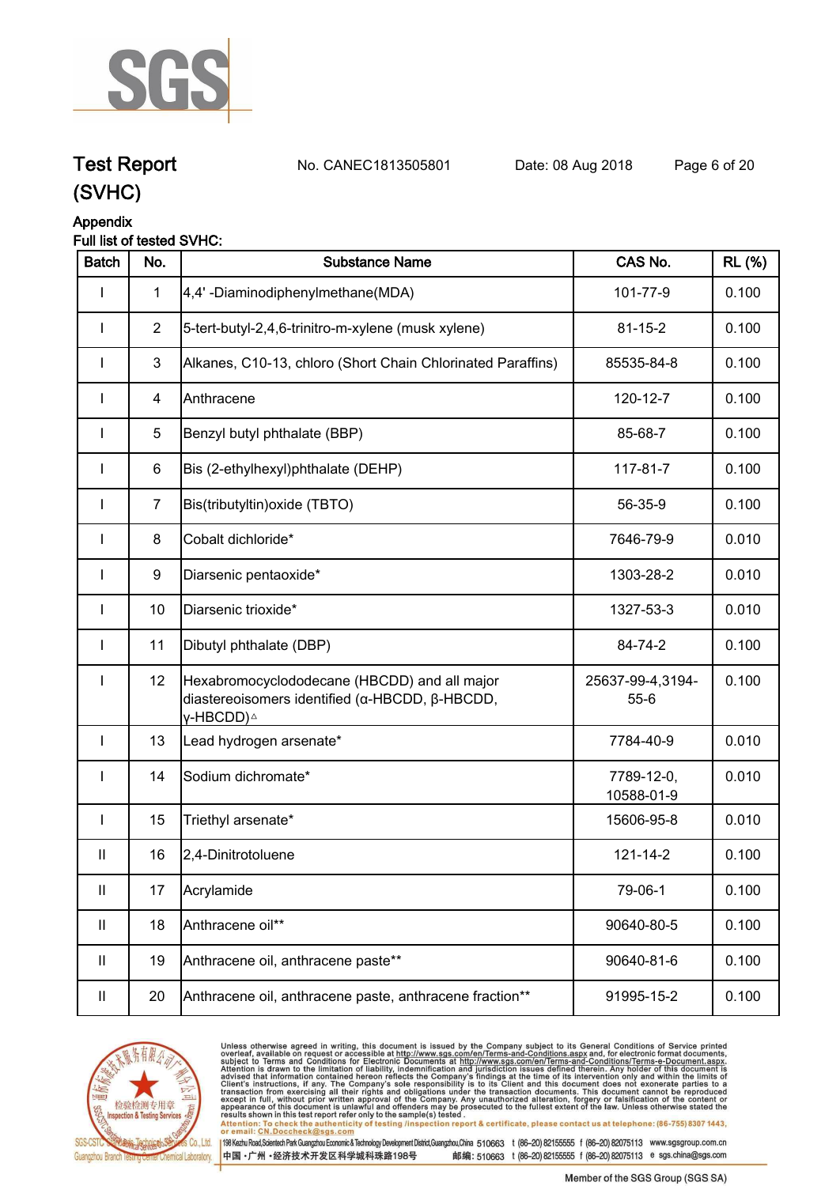# Test Report (SVHC)

No. CANEC1813505801 Date: 08 Aug 2018

## Appendix

**Full list of tested SVHC:**

| Batch | No. | Substance Name | CAS No. | RL (%) |
|---|---|---|---|---|
| I | 1 | 4,4' -Diaminodiphenylmethane(MDA) | 101-77-9 | 0.100 |
| I | 2 | 5-tert-butyl-2,4,6-trinitro-m-xylene (musk xylene) | 81-15-2 | 0.100 |
| I | 3 | Alkanes, C10-13, chloro (Short Chain Chlorinated Paraffins) | 85535-84-8 | 0.100 |
| I | 4 | Anthracene | 120-12-7 | 0.100 |
| I | 5 | Benzyl butyl phthalate (BBP) | 85-68-7 | 0.100 |
| I | 6 | Bis (2-ethylhexyl)phthalate (DEHP) | 117-81-7 | 0.100 |
| I | 7 | Bis(tributyltin)oxide (TBTO) | 56-35-9 | 0.100 |
| I | 8 | Cobalt dichloride* | 7646-79-9 | 0.010 |
| I | 9 | Diarsenic pentaoxide* | 1303-28-2 | 0.010 |
| I | 10 | Diarsenic trioxide* | 1327-53-3 | 0.010 |
| I | 11 | Dibutyl phthalate (DBP) | 84-74-2 | 0.100 |
| I | 12 | Hexabromocyclododecane (HBCDD) and all major diastereoisomers identified (α-HBCDD, β-HBCDD, γ-HBCDD)△ | 25637-99-4,3194-55-6 | 0.100 |
| I | 13 | Lead hydrogen arsenate* | 7784-40-9 | 0.010 |
| I | 14 | Sodium dichromate* | 7789-12-0, 10588-01-9 | 0.010 |
| I | 15 | Triethyl arsenate* | 15606-95-8 | 0.010 |
| II | 16 | 2,4-Dinitrotoluene | 121-14-2 | 0.100 |
| II | 17 | Acrylamide | 79-06-1 | 0.100 |
| II | 18 | Anthracene oil** | 90640-80-5 | 0.100 |
| II | 19 | Anthracene oil, anthracene paste** | 90640-81-6 | 0.100 |
| II | 20 | Anthracene oil, anthracene paste, anthracene fraction** | 91995-15-2 | 0.100 |

Unless otherwise agreed in writing, this document is issued by the Company subject to its General Conditions of Service printed overleaf, available on request or accessible at http://www.sgs.com/en/Terms-and-Conditions.aspx and, for electronic format documents, subject to Terms and Conditions for Electronic Documents at http://www.sgs.com/en/Terms-and-Conditions/Terms-e-Document.aspx. Attention is drawn to the limitation of liability, indemnification and jurisdiction issues defined therein. Any holder of this document is advised that information contained hereon reflects the Company's findings at the time of its intervention only and within the limits of Client's instructions, if any. The Company's sole responsibility is to its Client and this document does not exonerate parties to a transaction from exercising all their rights and obligations under the transaction documents. This document cannot be reproduced except in full, without prior written approval of the Company. Any unauthorized alteration, forgery or falsification of the content or appearance of this document is unlawful and offenders may be prosecuted to the fullest extent of the law. Unless otherwise stated the results shown in this test report refer only to the sample(s) tested .

Attention: To check the authenticity of testing /inspection report & certificate, please contact us at telephone: (86-755) 8307 1443, or email: CN.Doccheck@sgs.com

SGS-CSTC Standards Technical Services Co., Ltd. Guangzhou Branch Testing Center Chemical Laboratory.

198 Kezhu Road,Scientech Park Guangzhou Economic & Technology Development District,Guangzhou,China 510663 t (86-20) 82155555 f (86-20) 82075113 www.sgsgroup.com.cn

中国・广州・经济技术开发区科学城科珠路198号 邮编: 510663 t (86-20) 82155555 f (86-20) 82075113 e sgs.china@sgs.com

Member of the SGS Group (SGS SA)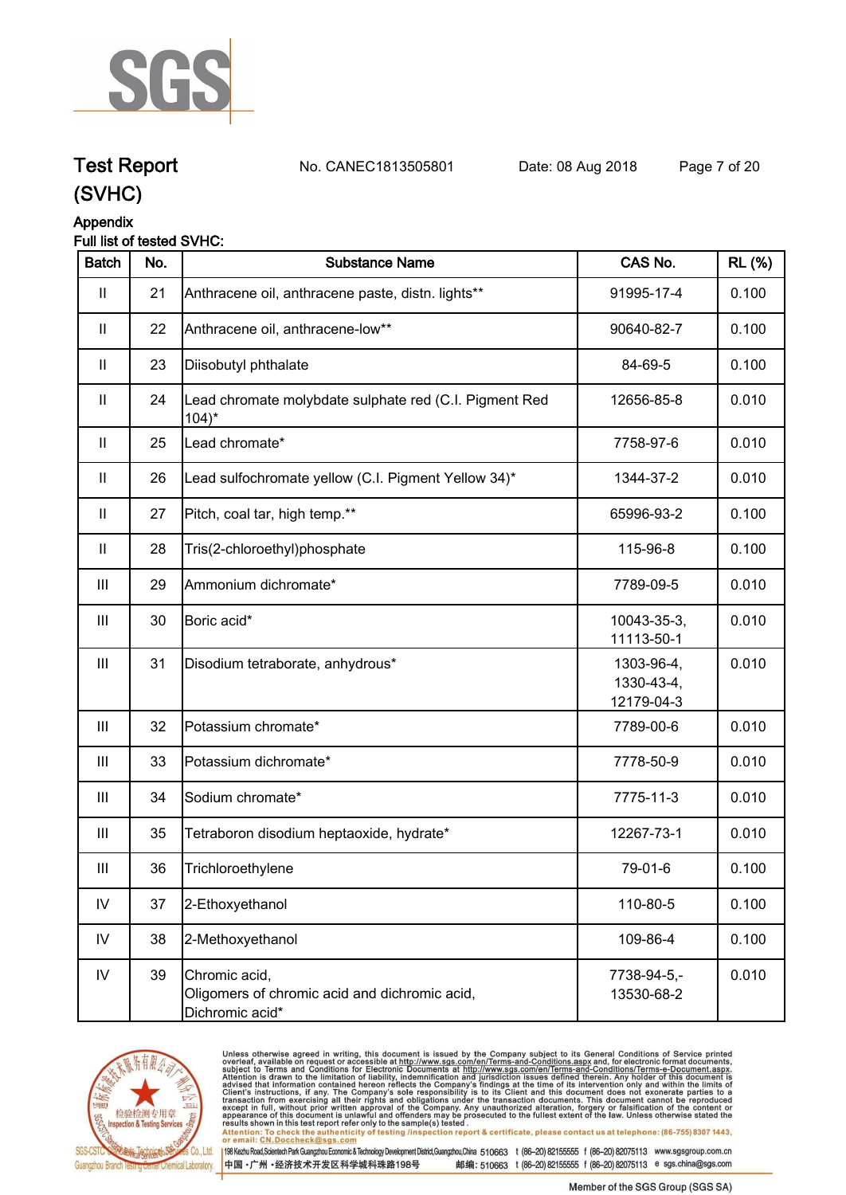# Test Report (SVHC)

No. CANEC1813505801 Date: 08 Aug 2018

## Appendix

Full list of tested SVHC:

| Batch | No. | Substance Name | CAS No. | RL (%) |
|---|---|---|---|---|
| II | 21 | Anthracene oil, anthracene paste, distn. lights** | 91995-17-4 | 0.100 |
| II | 22 | Anthracene oil, anthracene-low** | 90640-82-7 | 0.100 |
| II | 23 | Diisobutyl phthalate | 84-69-5 | 0.100 |
| II | 24 | Lead chromate molybdate sulphate red (C.I. Pigment Red 104)* | 12656-85-8 | 0.010 |
| II | 25 | Lead chromate* | 7758-97-6 | 0.010 |
| II | 26 | Lead sulfochromate yellow (C.I. Pigment Yellow 34)* | 1344-37-2 | 0.010 |
| II | 27 | Pitch, coal tar, high temp.** | 65996-93-2 | 0.100 |
| II | 28 | Tris(2-chloroethyl)phosphate | 115-96-8 | 0.100 |
| III | 29 | Ammonium dichromate* | 7789-09-5 | 0.010 |
| III | 30 | Boric acid* | 10043-35-3, 11113-50-1 | 0.010 |
| III | 31 | Disodium tetraborate, anhydrous* | 1303-96-4, 1330-43-4, 12179-04-3 | 0.010 |
| III | 32 | Potassium chromate* | 7789-00-6 | 0.010 |
| III | 33 | Potassium dichromate* | 7778-50-9 | 0.010 |
| III | 34 | Sodium chromate* | 7775-11-3 | 0.010 |
| III | 35 | Tetraboron disodium heptaoxide, hydrate* | 12267-73-1 | 0.010 |
| III | 36 | Trichloroethylene | 79-01-6 | 0.100 |
| IV | 37 | 2-Ethoxyethanol | 110-80-5 | 0.100 |
| IV | 38 | 2-Methoxyethanol | 109-86-4 | 0.100 |
| IV | 39 | Chromic acid, Oligomers of chromic acid and dichromic acid, Dichromic acid* | 7738-94-5,- 13530-68-2 | 0.010 |

Unless otherwise agreed in writing, this document is issued by the Company subject to its General Conditions of Service printed overleaf, available on request or accessible at http://www.sgs.com/en/Terms-and-Conditions.aspx and, for electronic format documents, subject to Terms and Conditions for Electronic Documents at http://www.sgs.com/en/Terms-and-Conditions/Terms-e-Document.aspx. Attention is drawn to the limitation of liability, indemnification and jurisdiction issues defined therein. Any holder of this document is advised that information contained hereon reflects the Company's findings at the time of its intervention only and within the limits of Client's instructions, if any. The Company's sole responsibility is to its Client and this document does not exonerate parties to a transaction from exercising all their rights and obligations under the transaction documents. This document cannot be reproduced except in full, without prior written approval of the Company. Any unauthorized alteration, forgery or falsification of the content or appearance of this document is unlawful and offenders may be prosecuted to the fullest extent of the law. Unless otherwise stated the results shown in this test report refer only to the sample(s) tested.

Attention: To check the authenticity of testing /inspection report & certificate, please contact us at telephone: (86-755) 8307 1443, or email: CN.Doccheck@sgs.com

198 Kezhu Road,Scientech Park Guangzhou Economic & Technology Development District,Guangzhou,China 510663 t (86–20) 82155555 f (86–20) 82075113 www.sgsgroup.com.cn

中国 · 广州 · 经济技术开发区科学城科珠路198号 邮编: 510663 t (86–20) 82155555 f (86–20) 82075113 e sgs.china@sgs.com

Member of the SGS Group (SGS SA)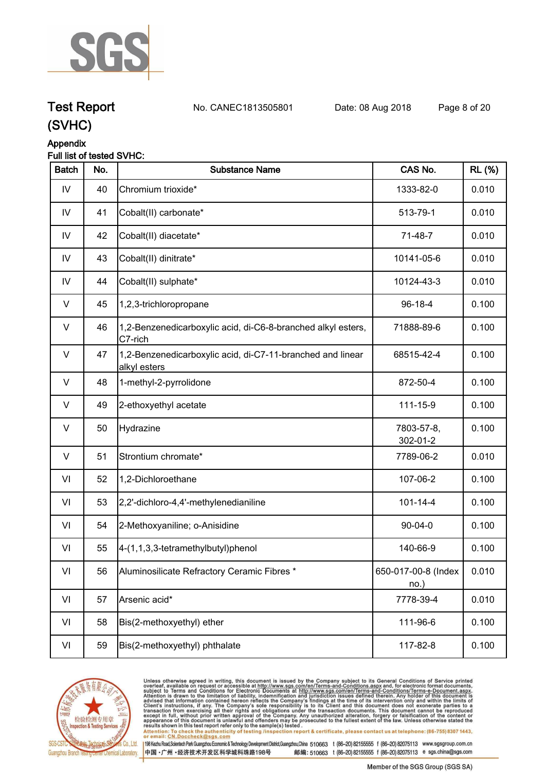# Test Report (SVHC)

No. CANEC1813505801 Date: 08 Aug 2018

## Appendix

Full list of tested SVHC:

| Batch | No. | Substance Name | CAS No. | RL (%) |
|---|---|---|---|---|
| IV | 40 | Chromium trioxide* | 1333-82-0 | 0.010 |
| IV | 41 | Cobalt(II) carbonate* | 513-79-1 | 0.010 |
| IV | 42 | Cobalt(II) diacetate* | 71-48-7 | 0.010 |
| IV | 43 | Cobalt(II) dinitrate* | 10141-05-6 | 0.010 |
| IV | 44 | Cobalt(II) sulphate* | 10124-43-3 | 0.010 |
| V | 45 | 1,2,3-trichloropropane | 96-18-4 | 0.100 |
| V | 46 | 1,2-Benzenedicarboxylic acid, di-C6-8-branched alkyl esters, C7-rich | 71888-89-6 | 0.100 |
| V | 47 | 1,2-Benzenedicarboxylic acid, di-C7-11-branched and linear alkyl esters | 68515-42-4 | 0.100 |
| V | 48 | 1-methyl-2-pyrrolidone | 872-50-4 | 0.100 |
| V | 49 | 2-ethoxyethyl acetate | 111-15-9 | 0.100 |
| V | 50 | Hydrazine | 7803-57-8, 302-01-2 | 0.100 |
| V | 51 | Strontium chromate* | 7789-06-2 | 0.010 |
| VI | 52 | 1,2-Dichloroethane | 107-06-2 | 0.100 |
| VI | 53 | 2,2'-dichloro-4,4'-methylenedianiline | 101-14-4 | 0.100 |
| VI | 54 | 2-Methoxyaniline; o-Anisidine | 90-04-0 | 0.100 |
| VI | 55 | 4-(1,1,3,3-tetramethylbutyl)phenol | 140-66-9 | 0.100 |
| VI | 56 | Aluminosilicate Refractory Ceramic Fibres * | 650-017-00-8 (Index no.) | 0.010 |
| VI | 57 | Arsenic acid* | 7778-39-4 | 0.010 |
| VI | 58 | Bis(2-methoxyethyl) ether | 111-96-6 | 0.100 |
| VI | 59 | Bis(2-methoxyethyl) phthalate | 117-82-8 | 0.100 |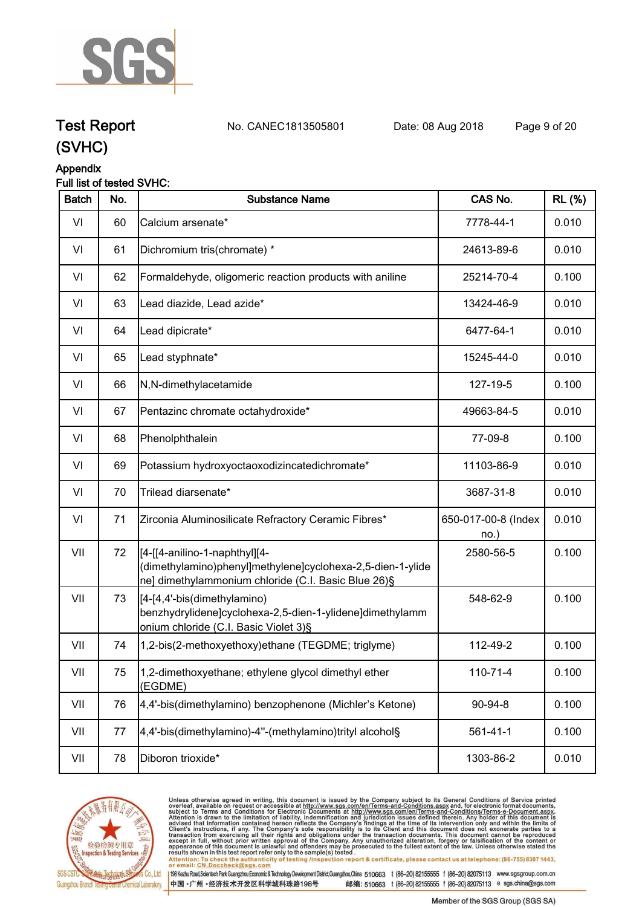# Test Report (SVHC)

No. CANEC1813505801　　Date: 08 Aug 2018

## Appendix

Full list of tested SVHC:

| Batch | No. | Substance Name | CAS No. | RL (%) |
|---|---|---|---|---|
| VI | 60 | Calcium arsenate* | 7778-44-1 | 0.010 |
| VI | 61 | Dichromium tris(chromate) * | 24613-89-6 | 0.010 |
| VI | 62 | Formaldehyde, oligomeric reaction products with aniline | 25214-70-4 | 0.100 |
| VI | 63 | Lead diazide, Lead azide* | 13424-46-9 | 0.010 |
| VI | 64 | Lead dipicrate* | 6477-64-1 | 0.010 |
| VI | 65 | Lead styphnate* | 15245-44-0 | 0.010 |
| VI | 66 | N,N-dimethylacetamide | 127-19-5 | 0.100 |
| VI | 67 | Pentazinc chromate octahydroxide* | 49663-84-5 | 0.010 |
| VI | 68 | Phenolphthalein | 77-09-8 | 0.100 |
| VI | 69 | Potassium hydroxyoctaoxodizincatedichromate* | 11103-86-9 | 0.010 |
| VI | 70 | Trilead diarsenate* | 3687-31-8 | 0.010 |
| VI | 71 | Zirconia Aluminosilicate Refractory Ceramic Fibres* | 650-017-00-8 (Index no.) | 0.010 |
| VII | 72 | [4-[[4-anilino-1-naphthyl][4-(dimethylamino)phenyl]methylene]cyclohexa-2,5-dien-1-ylidene] dimethylammonium chloride (C.I. Basic Blue 26)§ | 2580-56-5 | 0.100 |
| VII | 73 | [4-[4,4'-bis(dimethylamino) benzhydrylidene]cyclohexa-2,5-dien-1-ylidene]dimethylammonium chloride (C.I. Basic Violet 3)§ | 548-62-9 | 0.100 |
| VII | 74 | 1,2-bis(2-methoxyethoxy)ethane (TEGDME; triglyme) | 112-49-2 | 0.100 |
| VII | 75 | 1,2-dimethoxyethane; ethylene glycol dimethyl ether (EGDME) | 110-71-4 | 0.100 |
| VII | 76 | 4,4'-bis(dimethylamino) benzophenone (Michler's Ketone) | 90-94-8 | 0.100 |
| VII | 77 | 4,4'-bis(dimethylamino)-4''-(methylamino)trityl alcohol§ | 561-41-1 | 0.100 |
| VII | 78 | Diboron trioxide* | 1303-86-2 | 0.010 |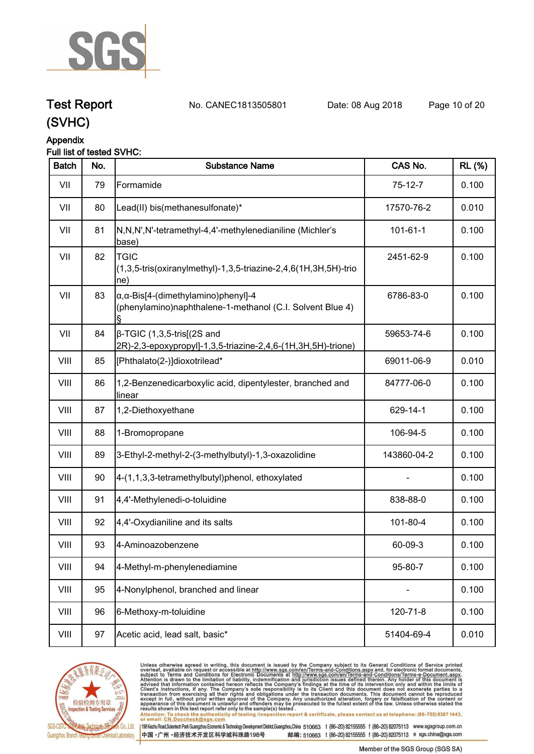**Test Report** No. CANEC1813505801 Date: 08 Aug 2018

**(SVHC)**

**Appendix**

**Full list of tested SVHC:**

| Batch | No. | Substance Name | CAS No. | RL (%) |
|---|---|---|---|---|
| VII | 79 | Formamide | 75-12-7 | 0.100 |
| VII | 80 | Lead(II) bis(methanesulfonate)* | 17570-76-2 | 0.010 |
| VII | 81 | N,N,N',N'-tetramethyl-4,4'-methylenedianiline (Michler's base) | 101-61-1 | 0.100 |
| VII | 82 | TGIC (1,3,5-tris(oxiranylmethyl)-1,3,5-triazine-2,4,6(1H,3H,5H)-trione) | 2451-62-9 | 0.100 |
| VII | 83 | α,α-Bis[4-(dimethylamino)phenyl]-4 (phenylamino)naphthalene-1-methanol (C.I. Solvent Blue 4) § | 6786-83-0 | 0.100 |
| VII | 84 | β-TGIC (1,3,5-tris[(2S and 2R)-2,3-epoxypropyl]-1,3,5-triazine-2,4,6-(1H,3H,5H)-trione) | 59653-74-6 | 0.100 |
| VIII | 85 | [Phthalato(2-)]dioxotrilead* | 69011-06-9 | 0.010 |
| VIII | 86 | 1,2-Benzenedicarboxylic acid, dipentylester, branched and linear | 84777-06-0 | 0.100 |
| VIII | 87 | 1,2-Diethoxyethane | 629-14-1 | 0.100 |
| VIII | 88 | 1-Bromopropane | 106-94-5 | 0.100 |
| VIII | 89 | 3-Ethyl-2-methyl-2-(3-methylbutyl)-1,3-oxazolidine | 143860-04-2 | 0.100 |
| VIII | 90 | 4-(1,1,3,3-tetramethylbutyl)phenol, ethoxylated | - | 0.100 |
| VIII | 91 | 4,4'-Methylenedi-o-toluidine | 838-88-0 | 0.100 |
| VIII | 92 | 4,4'-Oxydianiline and its salts | 101-80-4 | 0.100 |
| VIII | 93 | 4-Aminoazobenzene | 60-09-3 | 0.100 |
| VIII | 94 | 4-Methyl-m-phenylenediamine | 95-80-7 | 0.100 |
| VIII | 95 | 4-Nonylphenol, branched and linear | - | 0.100 |
| VIII | 96 | 6-Methoxy-m-toluidine | 120-71-8 | 0.100 |
| VIII | 97 | Acetic acid, lead salt, basic* | 51404-69-4 | 0.010 |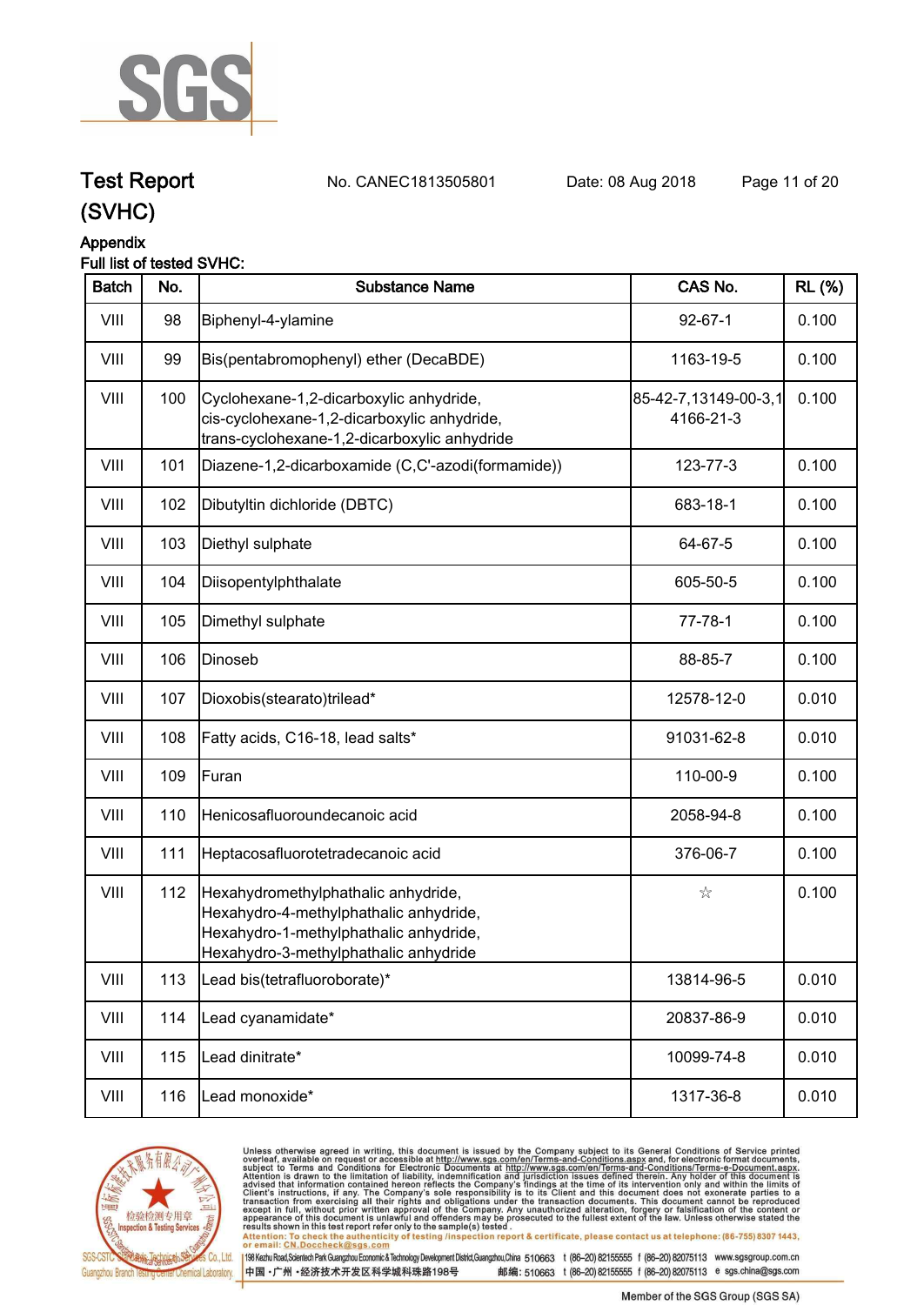**Test Report** No. CANEC1813505801 Date: 08 Aug 2018

**(SVHC)**

**Appendix**

**Full list of tested SVHC:**

| Batch | No. | Substance Name | CAS No. | RL (%) |
|---|---|---|---|---|
| VIII | 98 | Biphenyl-4-ylamine | 92-67-1 | 0.100 |
| VIII | 99 | Bis(pentabromophenyl) ether (DecaBDE) | 1163-19-5 | 0.100 |
| VIII | 100 | Cyclohexane-1,2-dicarboxylic anhydride, cis-cyclohexane-1,2-dicarboxylic anhydride, trans-cyclohexane-1,2-dicarboxylic anhydride | 85-42-7,13149-00-3,14166-21-3 | 0.100 |
| VIII | 101 | Diazene-1,2-dicarboxamide (C,C'-azodi(formamide)) | 123-77-3 | 0.100 |
| VIII | 102 | Dibutyltin dichloride (DBTC) | 683-18-1 | 0.100 |
| VIII | 103 | Diethyl sulphate | 64-67-5 | 0.100 |
| VIII | 104 | Diisopentylphthalate | 605-50-5 | 0.100 |
| VIII | 105 | Dimethyl sulphate | 77-78-1 | 0.100 |
| VIII | 106 | Dinoseb | 88-85-7 | 0.100 |
| VIII | 107 | Dioxobis(stearato)trilead* | 12578-12-0 | 0.010 |
| VIII | 108 | Fatty acids, C16-18, lead salts* | 91031-62-8 | 0.010 |
| VIII | 109 | Furan | 110-00-9 | 0.100 |
| VIII | 110 | Henicosafluoroundecanoic acid | 2058-94-8 | 0.100 |
| VIII | 111 | Heptacosafluorotetradecanoic acid | 376-06-7 | 0.100 |
| VIII | 112 | Hexahydromethylphathalic anhydride, Hexahydro-4-methylphathalic anhydride, Hexahydro-1-methylphathalic anhydride, Hexahydro-3-methylphathalic anhydride | ☆ | 0.100 |
| VIII | 113 | Lead bis(tetrafluoroborate)* | 13814-96-5 | 0.010 |
| VIII | 114 | Lead cyanamidate* | 20837-86-9 | 0.010 |
| VIII | 115 | Lead dinitrate* | 10099-74-8 | 0.010 |
| VIII | 116 | Lead monoxide* | 1317-36-8 | 0.010 |

Unless otherwise agreed in writing, this document is issued by the Company subject to its General Conditions of Service printed overleaf, available on request or accessible at http://www.sgs.com/en/Terms-and-Conditions.aspx and, for electronic format documents, subject to Terms and Conditions for Electronic Documents at http://www.sgs.com/en/Terms-and-Conditions/Terms-e-Document.aspx. Attention is drawn to the limitation of liability, indemnification and jurisdiction issues defined therein. Any holder of this document is advised that information contained hereon reflects the Company's findings at the time of its intervention only and within the limits of Client's instructions, if any. The Company's sole responsibility is to its Client and this document does not exonerate parties to a transaction from exercising all their rights and obligations under the transaction documents. This document cannot be reproduced except in full, without prior written approval of the Company. Any unauthorized alteration, forgery or falsification of the content or appearance of this document is unlawful and offenders may be prosecuted to the fullest extent of the law. Unless otherwise stated the results shown in this test report refer only to the sample(s) tested.

Attention: To check the authenticity of testing /inspection report & certificate, please contact us at telephone: (86-755) 8307 1443, or email: CN.Doccheck@sgs.com

SGS-CSTC Standards Technical Services Co., Ltd. Guangzhou Branch Testing Center Chemical Laboratory

198 Kezhu Road,Scientech Park Guangzhou Economic & Technology Development District,Guangzhou,China 510663 t (86-20) 82155555 f (86-20) 82075113 www.sgsgroup.com.cn

中国 · 广州 · 经济技术开发区科学城科珠路198号 邮编: 510663 t (86-20) 82155555 f (86-20) 82075113 e sgs.china@sgs.com

Member of the SGS Group (SGS SA)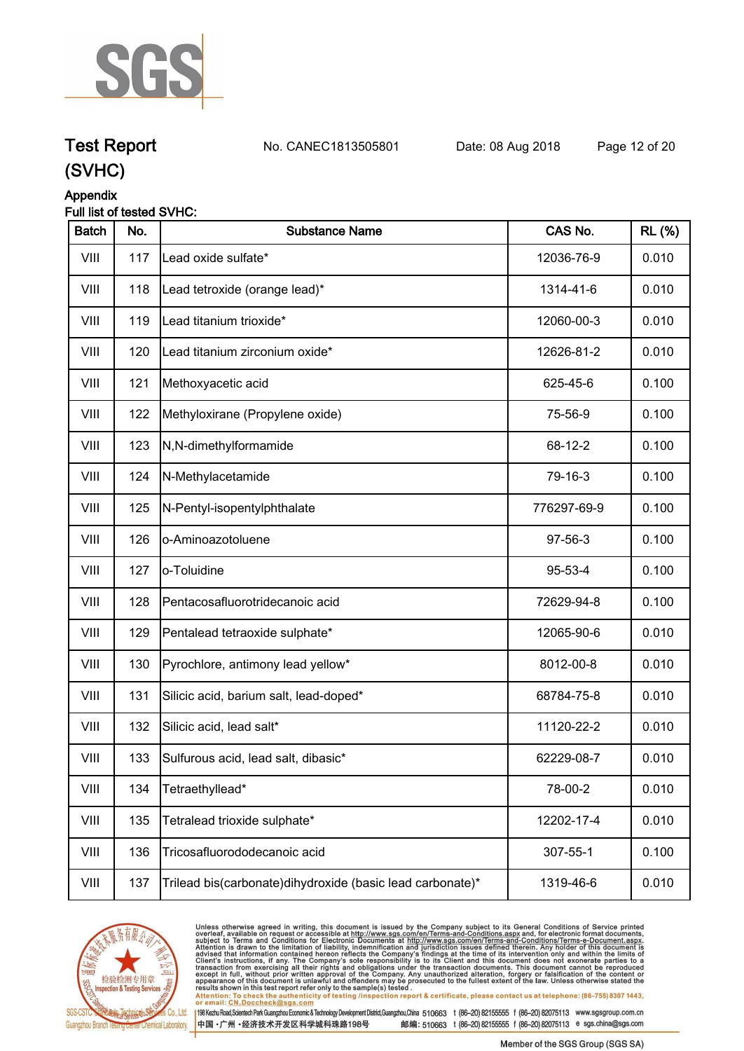# Test Report (SVHC)

No. CANEC1813505801 Date: 08 Aug 2018

Appendix

Full list of tested SVHC:

| Batch | No. | Substance Name | CAS No. | RL (%) |
|---|---|---|---|---|
| VIII | 117 | Lead oxide sulfate* | 12036-76-9 | 0.010 |
| VIII | 118 | Lead tetroxide (orange lead)* | 1314-41-6 | 0.010 |
| VIII | 119 | Lead titanium trioxide* | 12060-00-3 | 0.010 |
| VIII | 120 | Lead titanium zirconium oxide* | 12626-81-2 | 0.010 |
| VIII | 121 | Methoxyacetic acid | 625-45-6 | 0.100 |
| VIII | 122 | Methyloxirane (Propylene oxide) | 75-56-9 | 0.100 |
| VIII | 123 | N,N-dimethylformamide | 68-12-2 | 0.100 |
| VIII | 124 | N-Methylacetamide | 79-16-3 | 0.100 |
| VIII | 125 | N-Pentyl-isopentylphthalate | 776297-69-9 | 0.100 |
| VIII | 126 | o-Aminoazotoluene | 97-56-3 | 0.100 |
| VIII | 127 | o-Toluidine | 95-53-4 | 0.100 |
| VIII | 128 | Pentacosafluorotridecanoic acid | 72629-94-8 | 0.100 |
| VIII | 129 | Pentalead tetraoxide sulphate* | 12065-90-6 | 0.010 |
| VIII | 130 | Pyrochlore, antimony lead yellow* | 8012-00-8 | 0.010 |
| VIII | 131 | Silicic acid, barium salt, lead-doped* | 68784-75-8 | 0.010 |
| VIII | 132 | Silicic acid, lead salt* | 11120-22-2 | 0.010 |
| VIII | 133 | Sulfurous acid, lead salt, dibasic* | 62229-08-7 | 0.010 |
| VIII | 134 | Tetraethyllead* | 78-00-2 | 0.010 |
| VIII | 135 | Tetralead trioxide sulphate* | 12202-17-4 | 0.010 |
| VIII | 136 | Tricosafluorododecanoic acid | 307-55-1 | 0.100 |
| VIII | 137 | Trilead bis(carbonate)dihydroxide (basic lead carbonate)* | 1319-46-6 | 0.010 |

Unless otherwise agreed in writing, this document is issued by the Company subject to its General Conditions of Service printed overleaf, available on request or accessible at http://www.sgs.com/en/Terms-and-Conditions.aspx and, for electronic format documents, subject to Terms and Conditions for Electronic Documents at http://www.sgs.com/en/Terms-and-Conditions/Terms-e-Document.aspx. Attention is drawn to the limitation of liability, indemnification and jurisdiction issues defined therein. Any holder of this document is advised that information contained hereon reflects the Company's findings at the time of its intervention only and within the limits of Client's instructions, if any. The Company's sole responsibility is to its Client and this document does not exonerate parties to a transaction from exercising all their rights and obligations under the transaction documents. This document cannot be reproduced except in full, without prior written approval of the Company. Any unauthorized alteration, forgery or falsification of the content or appearance of this document is unlawful and offenders may be prosecuted to the fullest extent of the law. Unless otherwise stated the results shown in this test report refer only to the sample(s) tested.

Attention: To check the authenticity of testing /inspection report & certificate, please contact us at telephone: (86-755) 8307 1443, or email: CN.Doccheck@sgs.com

SGS-CSTC Standards Technical Services Co., Ltd. Guangzhou Branch Testing Center Chemical Laboratory.

198 Kezhu Road,Scientech Park Guangzhou Economic & Technology Development District,Guangzhou,China 510663 t (86-20) 82155555 f (86-20) 82075113 www.sgsgroup.com.cn

中国 · 广州 · 经济技术开发区科学城科珠路198号 邮编: 510663 t (86-20) 82155555 f (86-20) 82075113 e sgs.china@sgs.com

Member of the SGS Group (SGS SA)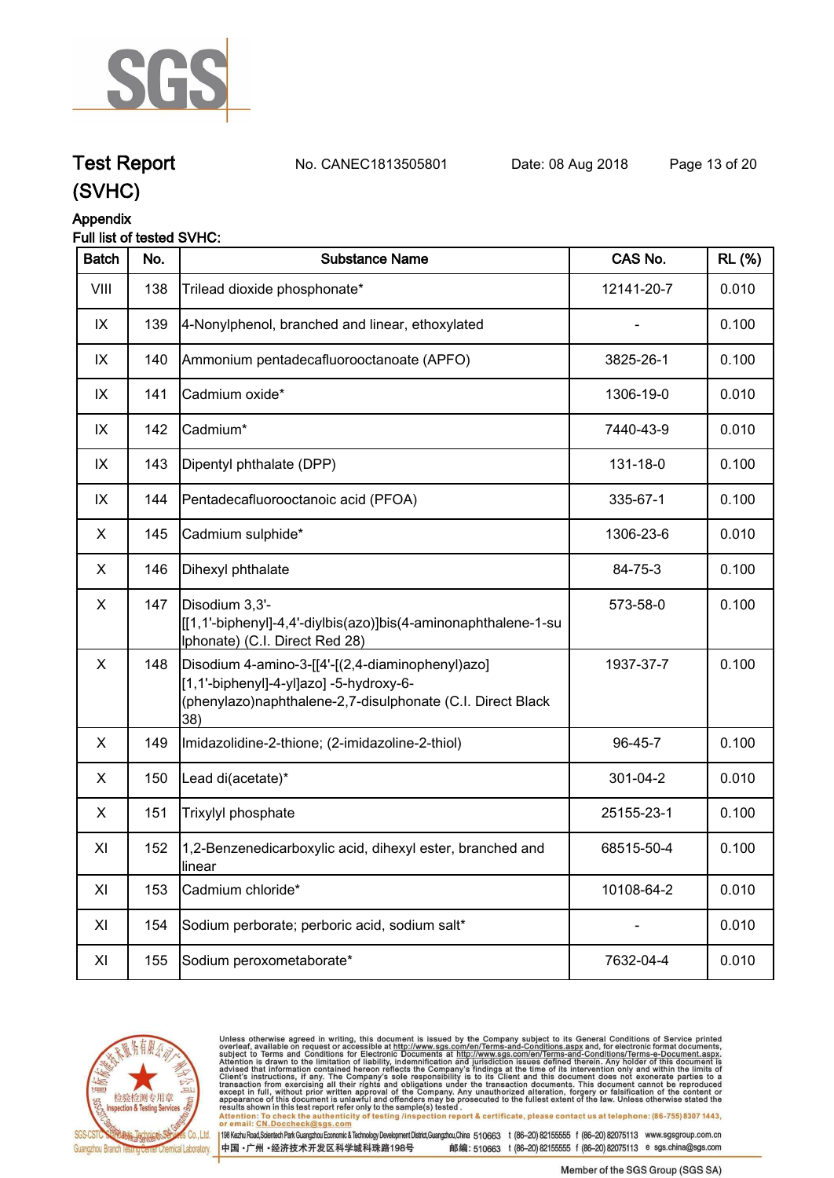# Test Report (SVHC)

No. CANEC1813505801 Date: 08 Aug 2018

## Appendix

**Full list of tested SVHC:**

| Batch | No. | Substance Name | CAS No. | RL (%) |
|---|---|---|---|---|
| VIII | 138 | Trilead dioxide phosphonate* | 12141-20-7 | 0.010 |
| IX | 139 | 4-Nonylphenol, branched and linear, ethoxylated | - | 0.100 |
| IX | 140 | Ammonium pentadecafluorooctanoate (APFO) | 3825-26-1 | 0.100 |
| IX | 141 | Cadmium oxide* | 1306-19-0 | 0.010 |
| IX | 142 | Cadmium* | 7440-43-9 | 0.010 |
| IX | 143 | Dipentyl phthalate (DPP) | 131-18-0 | 0.100 |
| IX | 144 | Pentadecafluorooctanoic acid (PFOA) | 335-67-1 | 0.100 |
| X | 145 | Cadmium sulphide* | 1306-23-6 | 0.010 |
| X | 146 | Dihexyl phthalate | 84-75-3 | 0.100 |
| X | 147 | Disodium 3,3'-[[1,1'-biphenyl]-4,4'-diylbis(azo)]bis(4-aminonaphthalene-1-sulphonate) (C.I. Direct Red 28) | 573-58-0 | 0.100 |
| X | 148 | Disodium 4-amino-3-[[4'-[(2,4-diaminophenyl)azo][1,1'-biphenyl]-4-yl]azo] -5-hydroxy-6-(phenylazo)naphthalene-2,7-disulphonate (C.I. Direct Black 38) | 1937-37-7 | 0.100 |
| X | 149 | Imidazolidine-2-thione; (2-imidazoline-2-thiol) | 96-45-7 | 0.100 |
| X | 150 | Lead di(acetate)* | 301-04-2 | 0.010 |
| X | 151 | Trixylyl phosphate | 25155-23-1 | 0.100 |
| XI | 152 | 1,2-Benzenedicarboxylic acid, dihexyl ester, branched and linear | 68515-50-4 | 0.100 |
| XI | 153 | Cadmium chloride* | 10108-64-2 | 0.010 |
| XI | 154 | Sodium perborate; perboric acid, sodium salt* | - | 0.010 |
| XI | 155 | Sodium peroxometaborate* | 7632-04-4 | 0.010 |

Unless otherwise agreed in writing, this document is issued by the Company subject to its General Conditions of Service printed overleaf, available on request or accessible at http://www.sgs.com/en/Terms-and-Conditions.aspx and, for electronic format documents, subject to Terms and Conditions for Electronic Documents at http://www.sgs.com/en/Terms-and-Conditions/Terms-e-Document.aspx. Attention is drawn to the limitation of liability, indemnification and jurisdiction issues defined therein. Any holder of this document is advised that information contained hereon reflects the Company's findings at the time of its intervention only and within the limits of Client's instructions, if any. The Company's sole responsibility is to its Client and this document does not exonerate parties to a transaction from exercising all their rights and obligations under the transaction documents. This document cannot be reproduced except in full, without prior written approval of the Company. Any unauthorized alteration, forgery or falsification of the content or appearance of this document is unlawful and offenders may be prosecuted to the fullest extent of the law. Unless otherwise stated the results shown in this test report refer only to the sample(s) tested.

Attention: To check the authenticity of testing /inspection report & certificate, please contact us at telephone: (86-755) 8307 1443, or email: CN.Doccheck@sgs.com

198 Kezhu Road,Scientech Park Guangzhou Economic & Technology Development District,Guangzhou,China 510663 t (86-20) 82155555 f (86-20) 82075113 www.sgsgroup.com.cn

中国・广州・经济技术开发区科学城科珠路198号 邮编: 510663 t (86-20) 82155555 f (86-20) 82075113 e sgs.china@sgs.com

Member of the SGS Group (SGS SA)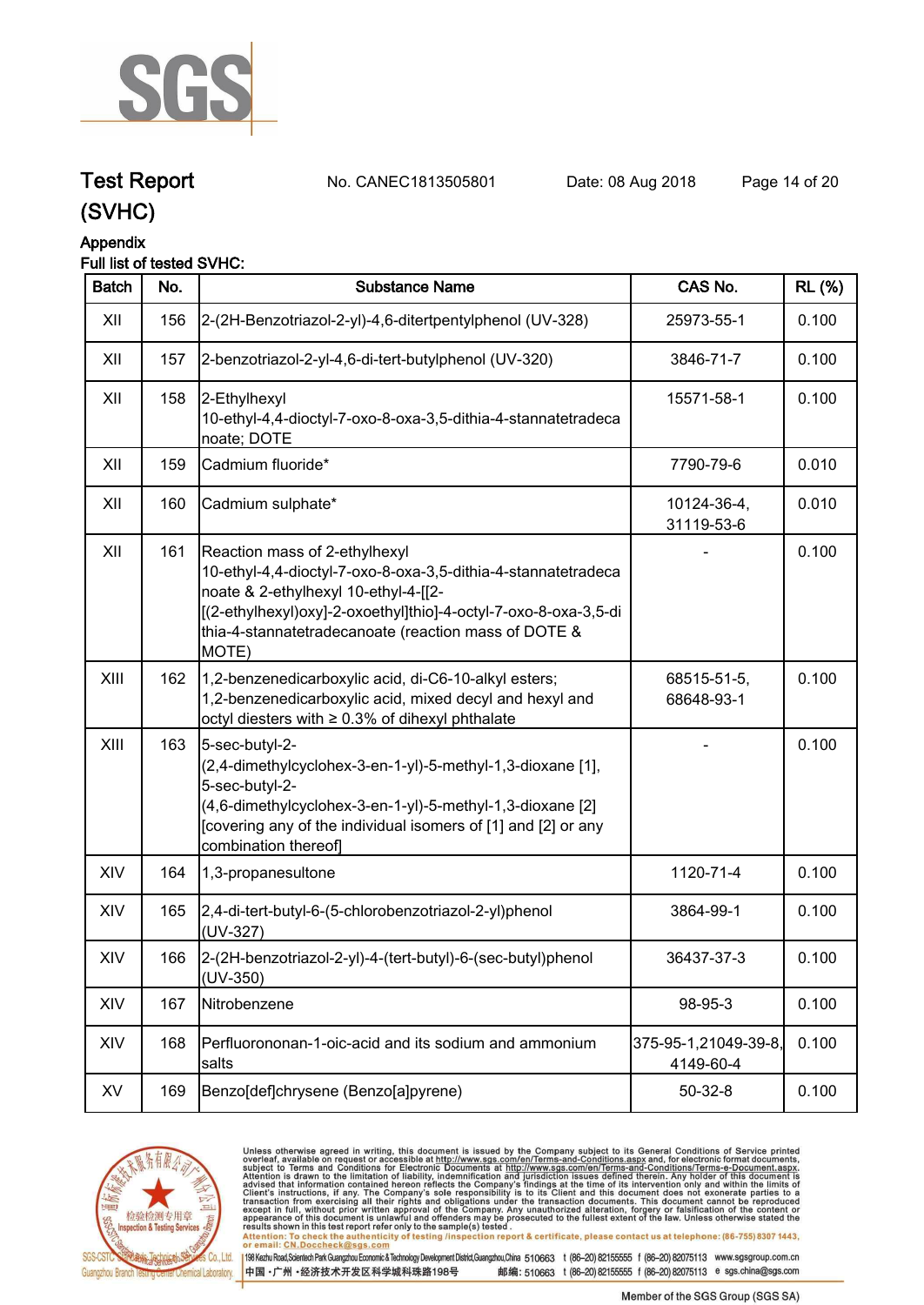# Test Report (SVHC)

No. CANEC1813505801 Date: 08 Aug 2018

## Appendix

Full list of tested SVHC:

| Batch | No. | Substance Name | CAS No. | RL (%) |
|---|---|---|---|---|
| XII | 156 | 2-(2H-Benzotriazol-2-yl)-4,6-ditertpentylphenol (UV-328) | 25973-55-1 | 0.100 |
| XII | 157 | 2-benzotriazol-2-yl-4,6-di-tert-butylphenol (UV-320) | 3846-71-7 | 0.100 |
| XII | 158 | 2-Ethylhexyl 10-ethyl-4,4-dioctyl-7-oxo-8-oxa-3,5-dithia-4-stannatetradecanoate; DOTE | 15571-58-1 | 0.100 |
| XII | 159 | Cadmium fluoride* | 7790-79-6 | 0.010 |
| XII | 160 | Cadmium sulphate* | 10124-36-4, 31119-53-6 | 0.010 |
| XII | 161 | Reaction mass of 2-ethylhexyl 10-ethyl-4,4-dioctyl-7-oxo-8-oxa-3,5-dithia-4-stannatetradecanoate & 2-ethylhexyl 10-ethyl-4-[[2-[(2-ethylhexyl)oxy]-2-oxoethyl]thio]-4-octyl-7-oxo-8-oxa-3,5-dithia-4-stannatetradecanoate (reaction mass of DOTE & MOTE) | - | 0.100 |
| XIII | 162 | 1,2-benzenedicarboxylic acid, di-C6-10-alkyl esters; 1,2-benzenedicarboxylic acid, mixed decyl and hexyl and octyl diesters with ≥ 0.3% of dihexyl phthalate | 68515-51-5, 68648-93-1 | 0.100 |
| XIII | 163 | 5-sec-butyl-2-(2,4-dimethylcyclohex-3-en-1-yl)-5-methyl-1,3-dioxane [1], 5-sec-butyl-2-(4,6-dimethylcyclohex-3-en-1-yl)-5-methyl-1,3-dioxane [2] [covering any of the individual isomers of [1] and [2] or any combination thereof] | - | 0.100 |
| XIV | 164 | 1,3-propanesultone | 1120-71-4 | 0.100 |
| XIV | 165 | 2,4-di-tert-butyl-6-(5-chlorobenzotriazol-2-yl)phenol (UV-327) | 3864-99-1 | 0.100 |
| XIV | 166 | 2-(2H-benzotriazol-2-yl)-4-(tert-butyl)-6-(sec-butyl)phenol (UV-350) | 36437-37-3 | 0.100 |
| XIV | 167 | Nitrobenzene | 98-95-3 | 0.100 |
| XIV | 168 | Perfluorononan-1-oic-acid and its sodium and ammonium salts | 375-95-1,21049-39-8, 4149-60-4 | 0.100 |
| XV | 169 | Benzo[def]chrysene (Benzo[a]pyrene) | 50-32-8 | 0.100 |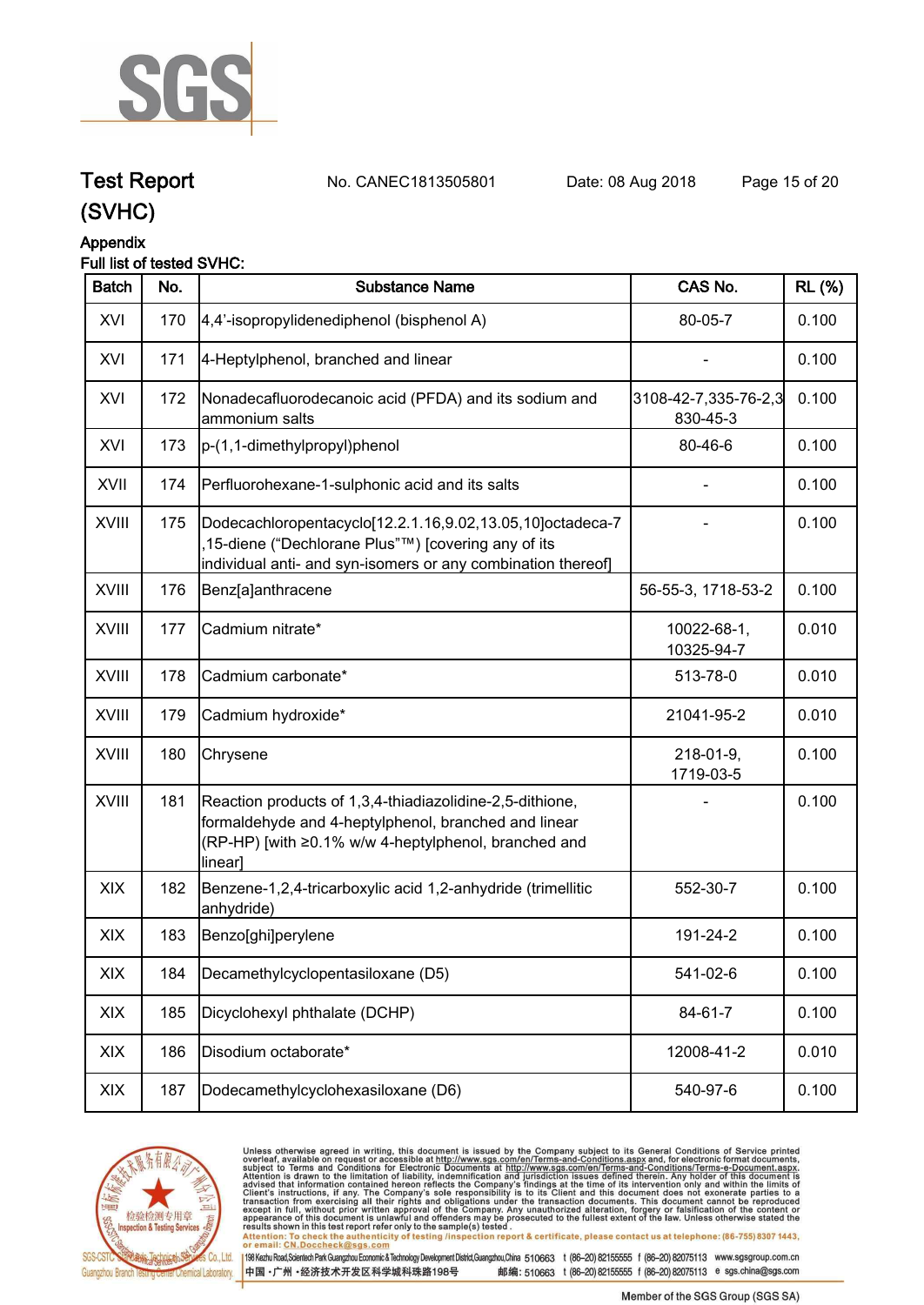# Test Report (SVHC)

No. CANEC1813505801 Date: 08 Aug 2018

Appendix

Full list of tested SVHC:

| Batch | No. | Substance Name | CAS No. | RL (%) |
|---|---|---|---|---|
| XVI | 170 | 4,4'-isopropylidenediphenol (bisphenol A) | 80-05-7 | 0.100 |
| XVI | 171 | 4-Heptylphenol, branched and linear | - | 0.100 |
| XVI | 172 | Nonadecafluorodecanoic acid (PFDA) and its sodium and ammonium salts | 3108-42-7,335-76-2,3830-45-3 | 0.100 |
| XVI | 173 | p-(1,1-dimethylpropyl)phenol | 80-46-6 | 0.100 |
| XVII | 174 | Perfluorohexane-1-sulphonic acid and its salts | - | 0.100 |
| XVIII | 175 | Dodecachloropentacyclo[12.2.1.16,9.02,13.05,10]octadeca-7,15-diene ("Dechlorane Plus"™) [covering any of its individual anti- and syn-isomers or any combination thereof] | - | 0.100 |
| XVIII | 176 | Benz[a]anthracene | 56-55-3, 1718-53-2 | 0.100 |
| XVIII | 177 | Cadmium nitrate* | 10022-68-1, 10325-94-7 | 0.010 |
| XVIII | 178 | Cadmium carbonate* | 513-78-0 | 0.010 |
| XVIII | 179 | Cadmium hydroxide* | 21041-95-2 | 0.010 |
| XVIII | 180 | Chrysene | 218-01-9, 1719-03-5 | 0.100 |
| XVIII | 181 | Reaction products of 1,3,4-thiadiazolidine-2,5-dithione, formaldehyde and 4-heptylphenol, branched and linear (RP-HP) [with ≥0.1% w/w 4-heptylphenol, branched and linear] | - | 0.100 |
| XIX | 182 | Benzene-1,2,4-tricarboxylic acid 1,2-anhydride (trimellitic anhydride) | 552-30-7 | 0.100 |
| XIX | 183 | Benzo[ghi]perylene | 191-24-2 | 0.100 |
| XIX | 184 | Decamethylcyclopentasiloxane (D5) | 541-02-6 | 0.100 |
| XIX | 185 | Dicyclohexyl phthalate (DCHP) | 84-61-7 | 0.100 |
| XIX | 186 | Disodium octaborate* | 12008-41-2 | 0.010 |
| XIX | 187 | Dodecamethylcyclohexasiloxane (D6) | 540-97-6 | 0.100 |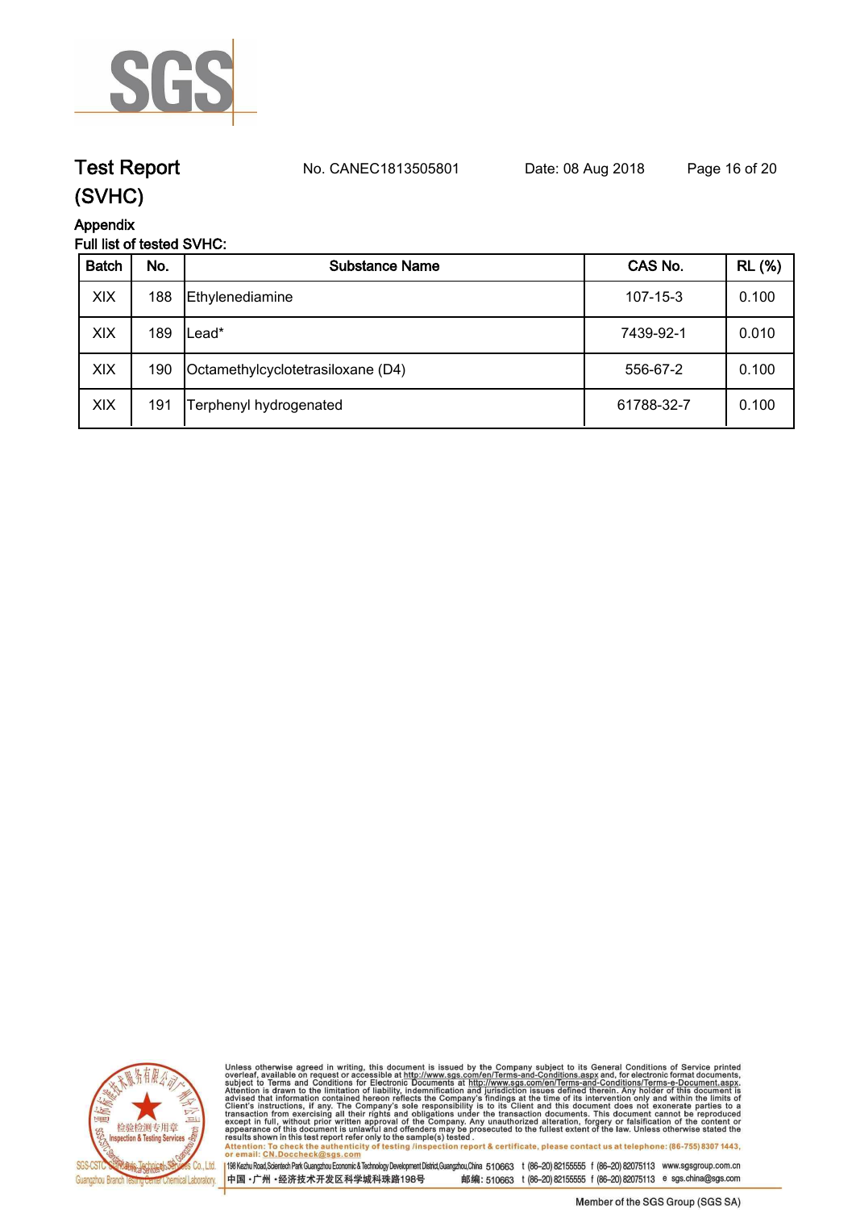## Appendix

Full list of tested SVHC:

| Batch | No. | Substance Name | CAS No. | RL (%) |
|---|---|---|---|---|
| XIX | 188 | Ethylenediamine | 107-15-3 | 0.100 |
| XIX | 189 | Lead* | 7439-92-1 | 0.010 |
| XIX | 190 | Octamethylcyclotetrasiloxane (D4) | 556-67-2 | 0.100 |
| XIX | 191 | Terphenyl hydrogenated | 61788-32-7 | 0.100 |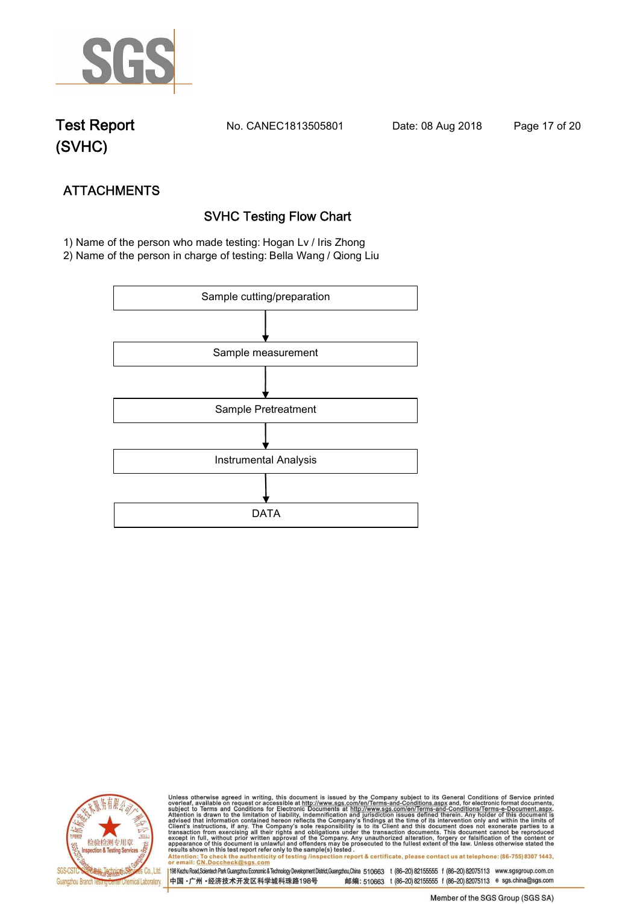## ATTACHMENTS

### SVHC Testing Flow Chart

1) Name of the person who made testing: Hogan Lv / Iris Zhong
2) Name of the person in charge of testing: Bella Wang / Qiong Liu

Sample cutting/preparation

↓

Sample measurement

↓

Sample Pretreatment

↓

Instrumental Analysis

↓

DATA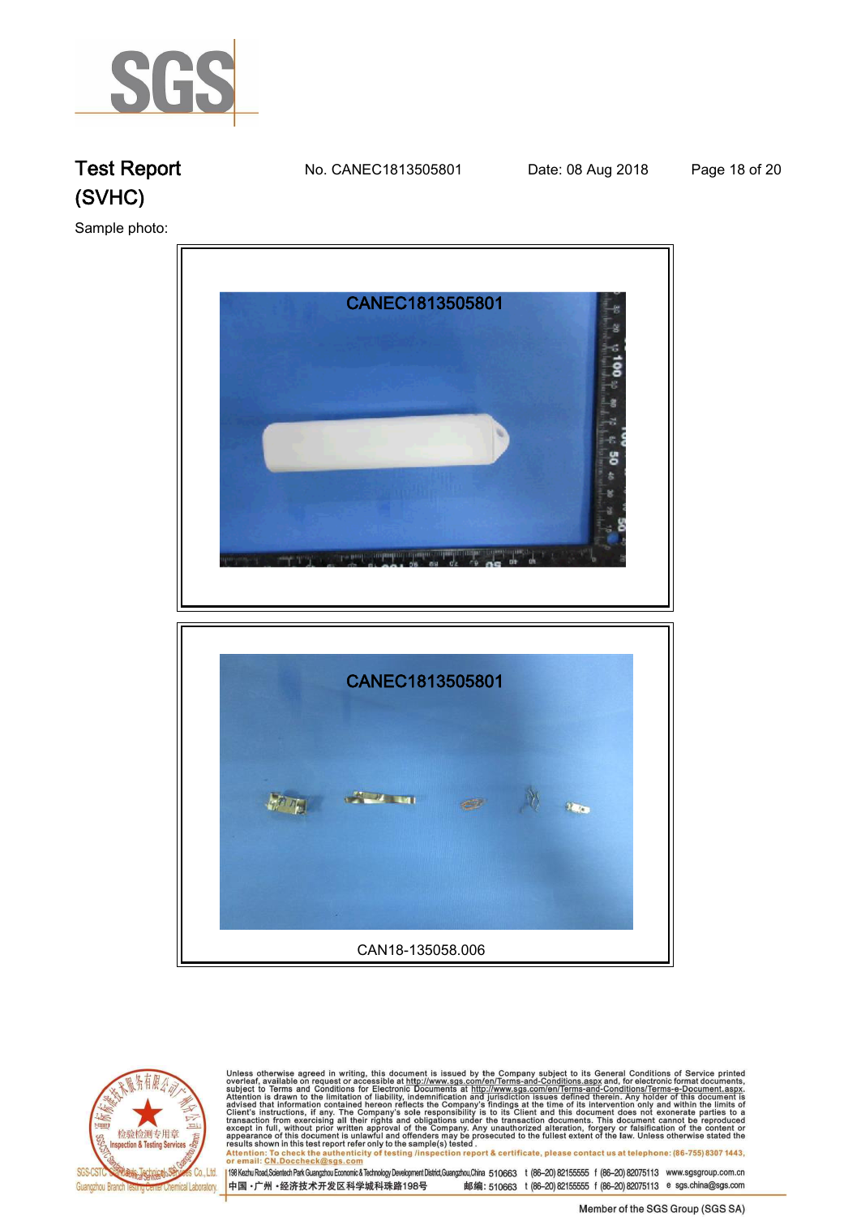# Test Report (SVHC)

No. CANEC1813505801 Date: 08 Aug 2018

Sample photo:

CANEC1813505801

CANEC1813505801

CAN18-135058.006

Unless otherwise agreed in writing, this document is issued by the Company subject to its General Conditions of Service printed overleaf, available on request or accessible at http://www.sgs.com/en/Terms-and-Conditions.aspx and, for electronic format documents, subject to Terms and Conditions for Electronic Documents at http://www.sgs.com/en/Terms-and-Conditions/Terms-e-Document.aspx. Attention is drawn to the limitation of liability, indemnification and jurisdiction issues defined therein. Any holder of this document is advised that information contained hereon reflects the Company's findings at the time of its intervention only and within the limits of Client's instructions, if any. The Company's sole responsibility is to its Client and this document does not exonerate parties to a transaction from exercising all their rights and obligations under the transaction documents. This document cannot be reproduced except in full, without prior written approval of the Company. Any unauthorized alteration, forgery or falsification of the content or appearance of this document is unlawful and offenders may be prosecuted to the fullest extent of the law. Unless otherwise stated the results shown in this test report refer only to the sample(s) tested.

Attention: To check the authenticity of testing /inspection report & certificate, please contact us at telephone: (86-755) 8307 1443, or email: CN.Doccheck@sgs.com

SGS-CSTC Standards Technical Services Co., Ltd. Guangzhou Branch Testing Center Chemical Laboratory.

198 Kezhu Road,Scientech Park Guangzhou Economic & Technology Development District,Guangzhou,China 510663 t (86-20) 82155555 f (86-20) 82075113 www.sgsgroup.com.cn

中国 •广州 •经济技术开发区科学城科珠路198号 邮编: 510663 t (86-20) 82155555 f (86-20) 82075113 e sgs.china@sgs.com

Member of the SGS Group (SGS SA)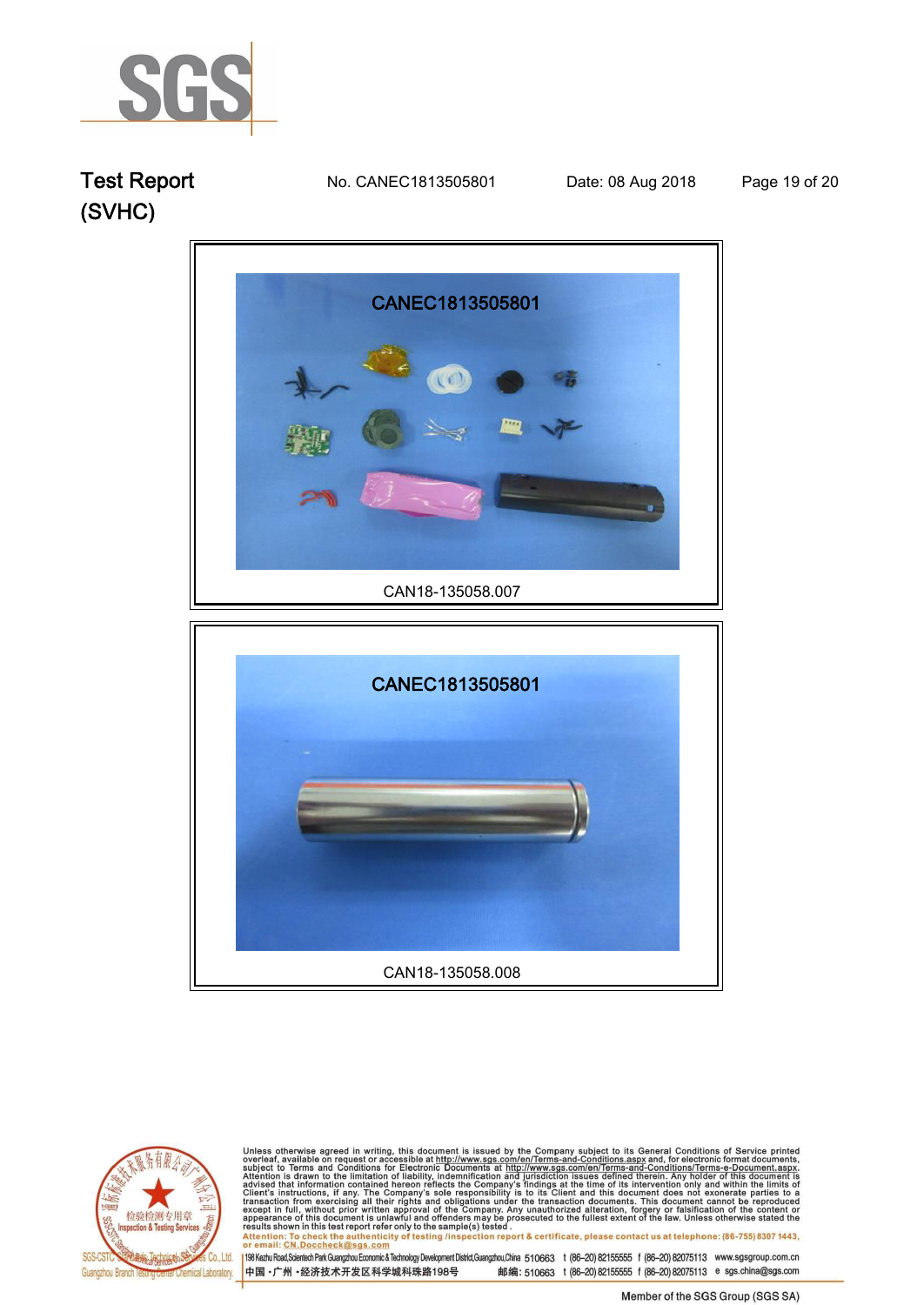# Test Report (SVHC)

No. CANEC1813505801 Date: 08 Aug 2018

CANEC1813505801

CAN18-135058.007

CANEC1813505801

CAN18-135058.008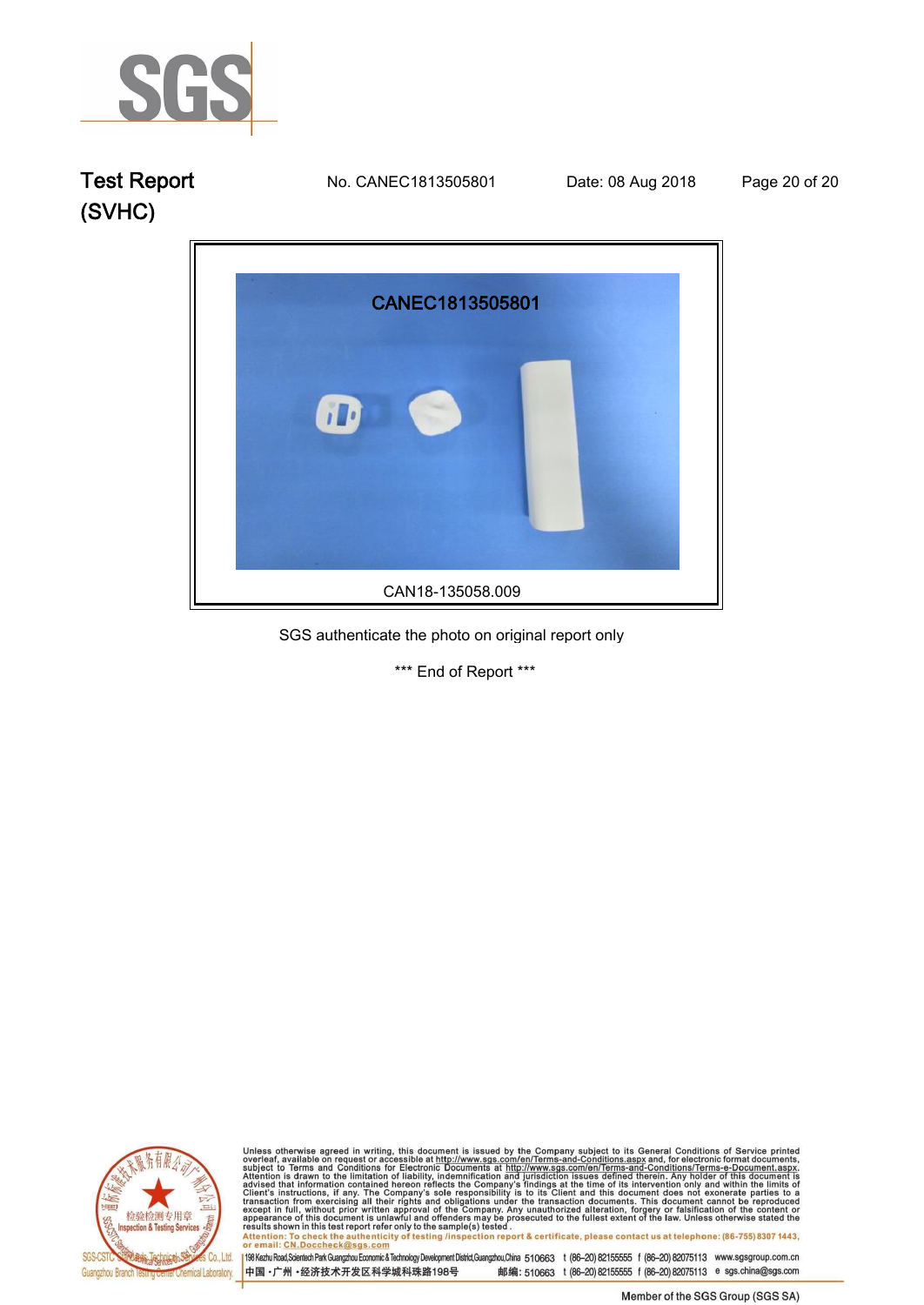# Test Report (SVHC)

No. CANEC1813505801    Date: 08 Aug 2018

CANEC1813505801

CAN18-135058.009

SGS authenticate the photo on original report only

\*\*\* End of Report \*\*\*